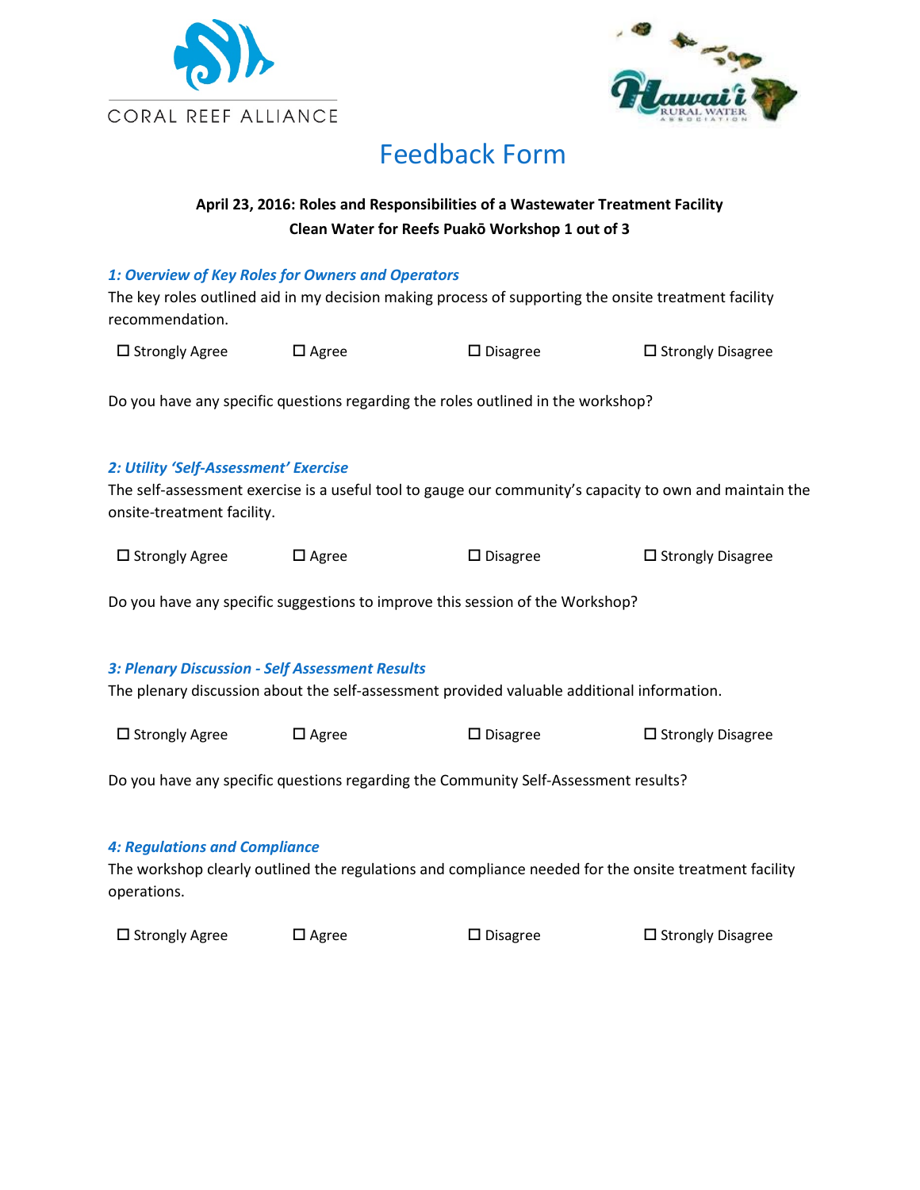CORAL REEF ALLIANCE

# Feedback Form

**April 23, 2016: Roles and Responsibilities of a Wastewater Treatment Facility**
**Clean Water for Reefs Puakō Workshop 1 out of 3**

### *1: Overview of Key Roles for Owners and Operators*

The key roles outlined aid in my decision making process of supporting the onsite treatment facility recommendation.

☐ Strongly Agree ☐ Agree ☐ Disagree ☐ Strongly Disagree

Do you have any specific questions regarding the roles outlined in the workshop?

### *2: Utility 'Self-Assessment' Exercise*

The self-assessment exercise is a useful tool to gauge our community's capacity to own and maintain the onsite-treatment facility.

☐ Strongly Agree ☐ Agree ☐ Disagree ☐ Strongly Disagree

Do you have any specific suggestions to improve this session of the Workshop?

### *3: Plenary Discussion - Self Assessment Results*

The plenary discussion about the self-assessment provided valuable additional information.

☐ Strongly Agree ☐ Agree ☐ Disagree ☐ Strongly Disagree

Do you have any specific questions regarding the Community Self-Assessment results?

### *4: Regulations and Compliance*

The workshop clearly outlined the regulations and compliance needed for the onsite treatment facility operations.

☐ Strongly Agree ☐ Agree ☐ Disagree ☐ Strongly Disagree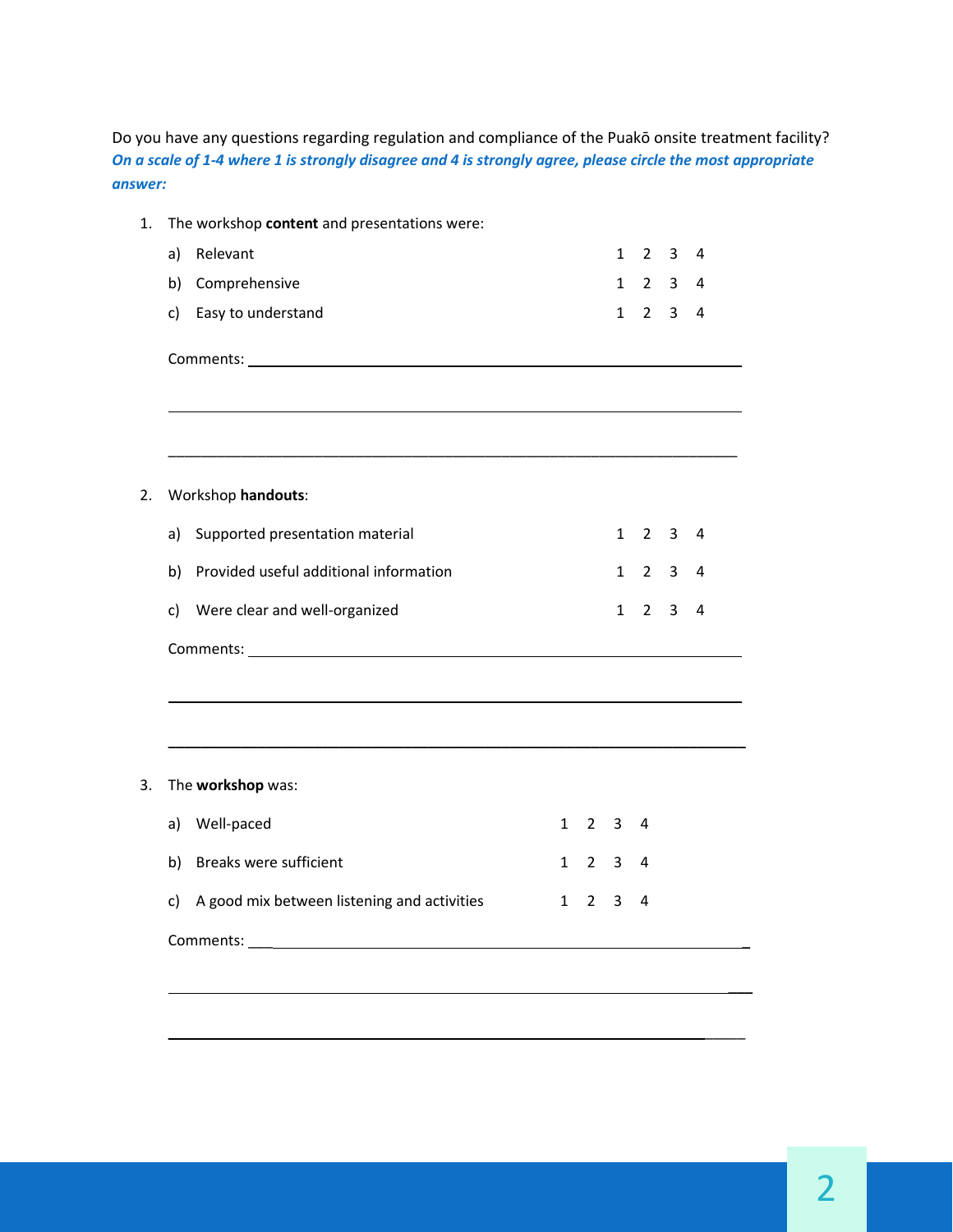Do you have any questions regarding regulation and compliance of the Puakō onsite treatment facility?

***On a scale of 1-4 where 1 is strongly disagree and 4 is strongly agree, please circle the most appropriate answer:***

1. The workshop **content** and presentations were:

| | | | | |
|---|---|---|---|---|
| a) Relevant | 1 | 2 | 3 | 4 |
| b) Comprehensive | 1 | 2 | 3 | 4 |
| c) Easy to understand | 1 | 2 | 3 | 4 |

Comments: ______________________________________________

______________________________________________

______________________________________________

2. Workshop **handouts**:

| | | | | |
|---|---|---|---|---|
| a) Supported presentation material | 1 | 2 | 3 | 4 |
| b) Provided useful additional information | 1 | 2 | 3 | 4 |
| c) Were clear and well-organized | 1 | 2 | 3 | 4 |

Comments: ______________________________________________

______________________________________________

______________________________________________

3. The **workshop** was:

| | | | | |
|---|---|---|---|---|
| a) Well-paced | 1 | 2 | 3 | 4 |
| b) Breaks were sufficient | 1 | 2 | 3 | 4 |
| c) A good mix between listening and activities | 1 | 2 | 3 | 4 |

Comments: ______________________________________________

______________________________________________

______________________________________________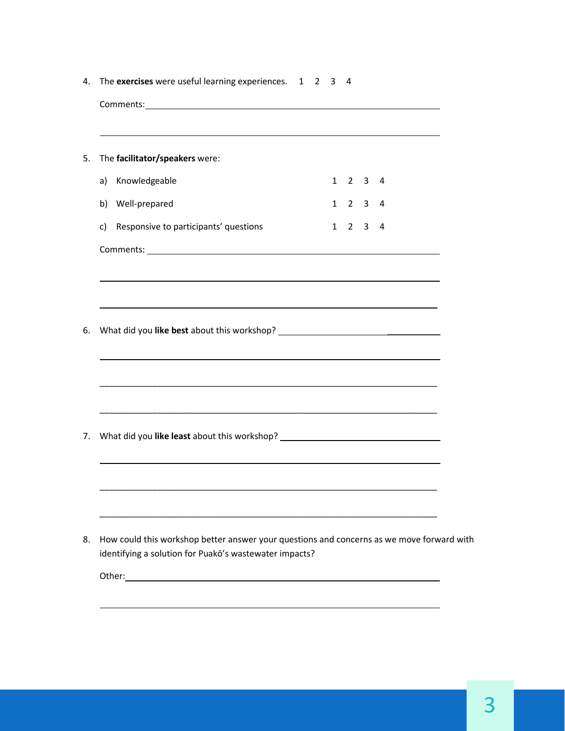4. The **exercises** were useful learning experiences. 1 2 3 4

   Comments: ______________________________________________

   ______________________________________________

5. The **facilitator/speakers** were:

   a) Knowledgeable 1 2 3 4

   b) Well-prepared 1 2 3 4

   c) Responsive to participants' questions 1 2 3 4

   Comments: ______________________________________________

   ______________________________________________

   ______________________________________________

6. What did you **like best** about this workshop? ______________________

   ______________________________________________

   ______________________________________________

   ______________________________________________

7. What did you **like least** about this workshop? ______________________

   ______________________________________________

   ______________________________________________

   ______________________________________________

8. How could this workshop better answer your questions and concerns as we move forward with identifying a solution for Puakō's wastewater impacts?

   Other: ______________________________________________

   ______________________________________________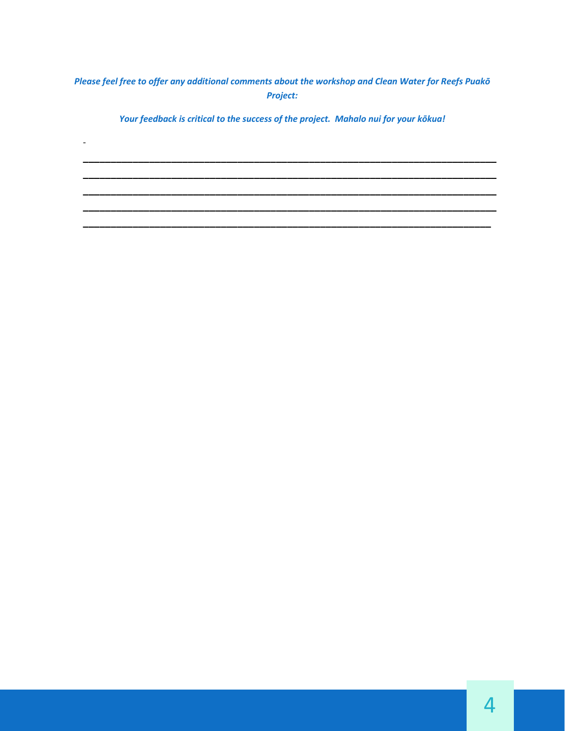***Please feel free to offer any additional comments about the workshop and Clean Water for Reefs Puakō Project:***

***Your feedback is critical to the success of the project.  Mahalo nui for your kōkua!***

-

______________________________________________________________________________

______________________________________________________________________________

______________________________________________________________________________

______________________________________________________________________________

_____________________________________________________________________________